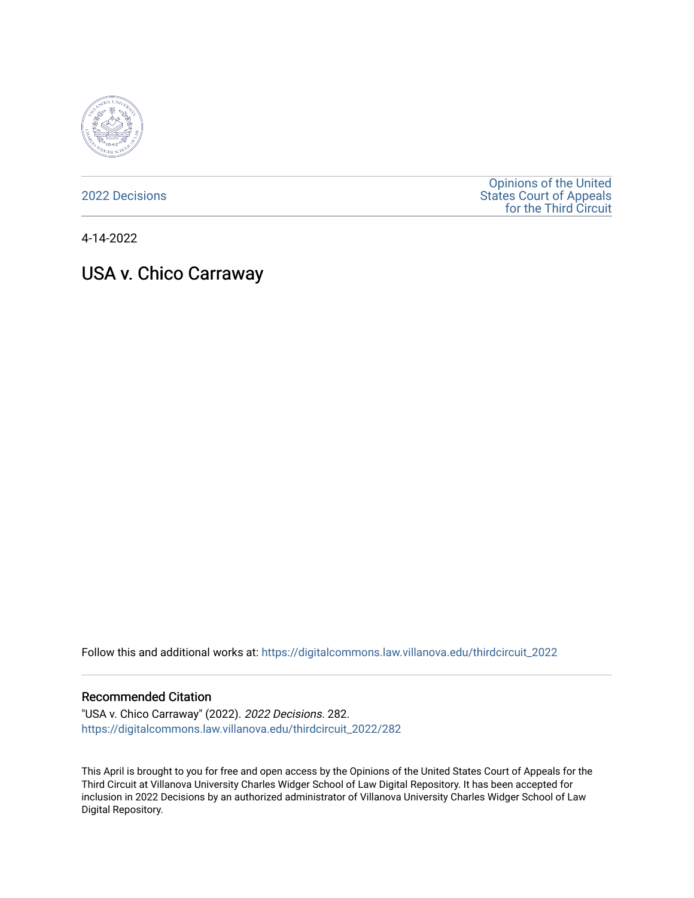2022 Decisions

Opinions of the United States Court of Appeals for the Third Circuit

4-14-2022

# USA v. Chico Carraway

Follow this and additional works at: https://digitalcommons.law.villanova.edu/thirdcircuit_2022

### Recommended Citation

"USA v. Chico Carraway" (2022). *2022 Decisions*. 282.
https://digitalcommons.law.villanova.edu/thirdcircuit_2022/282

This April is brought to you for free and open access by the Opinions of the United States Court of Appeals for the Third Circuit at Villanova University Charles Widger School of Law Digital Repository. It has been accepted for inclusion in 2022 Decisions by an authorized administrator of Villanova University Charles Widger School of Law Digital Repository.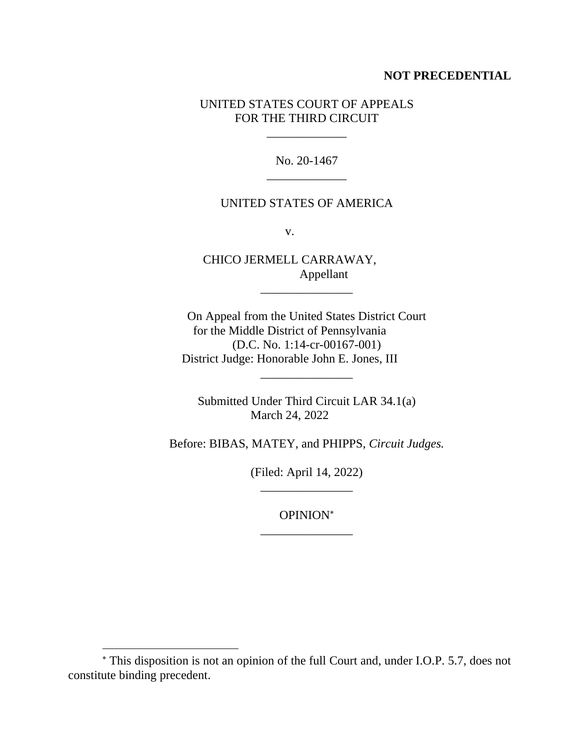**NOT PRECEDENTIAL**

UNITED STATES COURT OF APPEALS
FOR THE THIRD CIRCUIT

\_\_\_\_\_\_\_\_\_\_\_\_\_

No. 20-1467

\_\_\_\_\_\_\_\_\_\_\_\_\_

UNITED STATES OF AMERICA

v.

CHICO JERMELL CARRAWAY,
Appellant

\_\_\_\_\_\_\_\_\_\_\_\_\_\_\_

On Appeal from the United States District Court
for the Middle District of Pennsylvania
(D.C. No. 1:14-cr-00167-001)
District Judge: Honorable John E. Jones, III

\_\_\_\_\_\_\_\_\_\_\_\_\_\_\_

Submitted Under Third Circuit LAR 34.1(a)
March 24, 2022

Before: BIBAS, MATEY, and PHIPPS, *Circuit Judges.*

(Filed: April 14, 2022)

\_\_\_\_\_\_\_\_\_\_\_\_\_\_\_

OPINION[*]

\_\_\_\_\_\_\_\_\_\_\_\_\_\_\_

[*] This disposition is not an opinion of the full Court and, under I.O.P. 5.7, does not constitute binding precedent.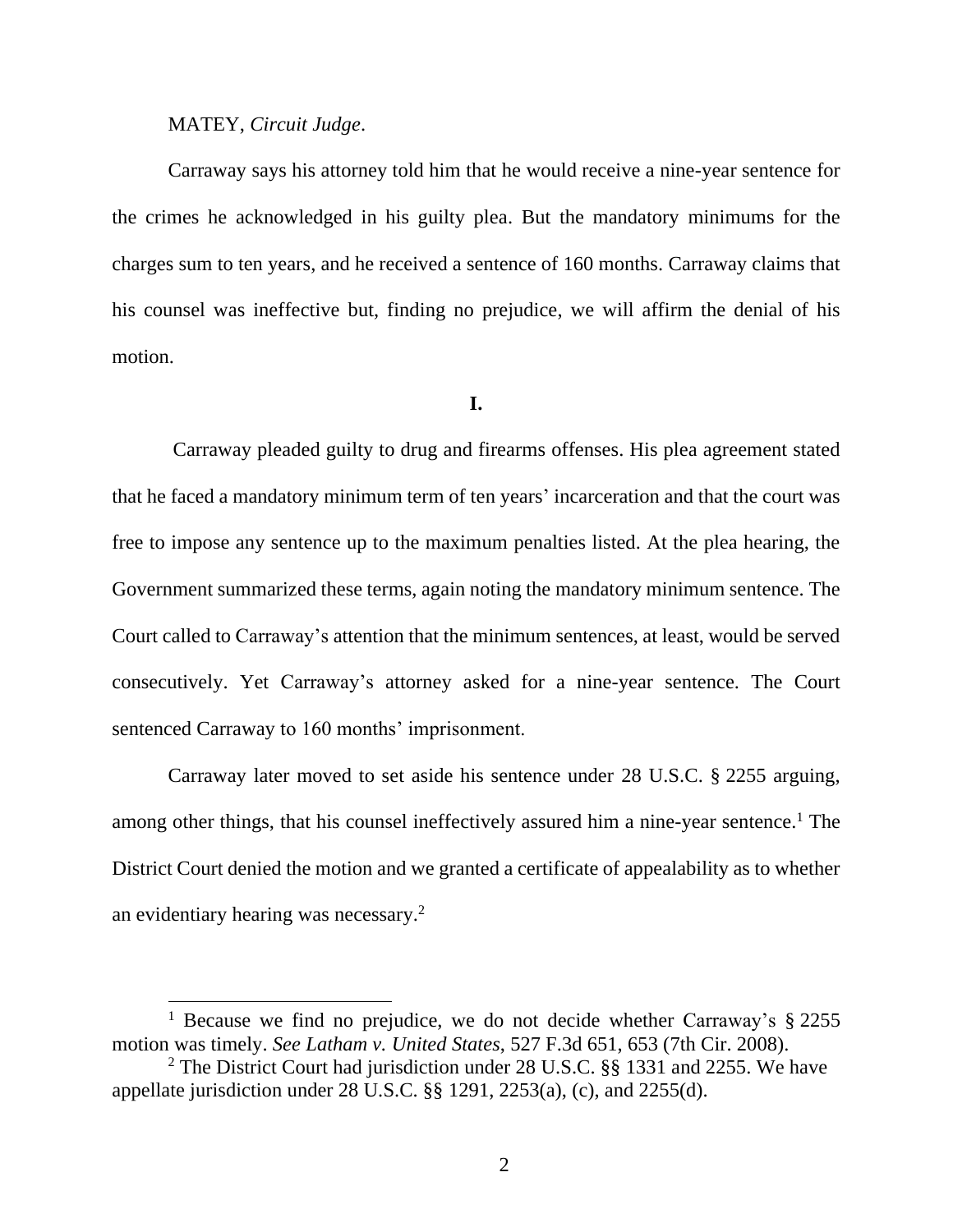MATEY, *Circuit Judge*.

Carraway says his attorney told him that he would receive a nine-year sentence for the crimes he acknowledged in his guilty plea. But the mandatory minimums for the charges sum to ten years, and he received a sentence of 160 months. Carraway claims that his counsel was ineffective but, finding no prejudice, we will affirm the denial of his motion.

**I.**

Carraway pleaded guilty to drug and firearms offenses. His plea agreement stated that he faced a mandatory minimum term of ten years' incarceration and that the court was free to impose any sentence up to the maximum penalties listed. At the plea hearing, the Government summarized these terms, again noting the mandatory minimum sentence. The Court called to Carraway's attention that the minimum sentences, at least, would be served consecutively. Yet Carraway's attorney asked for a nine-year sentence. The Court sentenced Carraway to 160 months' imprisonment.

Carraway later moved to set aside his sentence under 28 U.S.C. § 2255 arguing, among other things, that his counsel ineffectively assured him a nine-year sentence.[1] The District Court denied the motion and we granted a certificate of appealability as to whether an evidentiary hearing was necessary.[2]

---

[1] Because we find no prejudice, we do not decide whether Carraway's § 2255 motion was timely. *See Latham v. United States*, 527 F.3d 651, 653 (7th Cir. 2008).

[2] The District Court had jurisdiction under 28 U.S.C. §§ 1331 and 2255. We have appellate jurisdiction under 28 U.S.C. §§ 1291, 2253(a), (c), and 2255(d).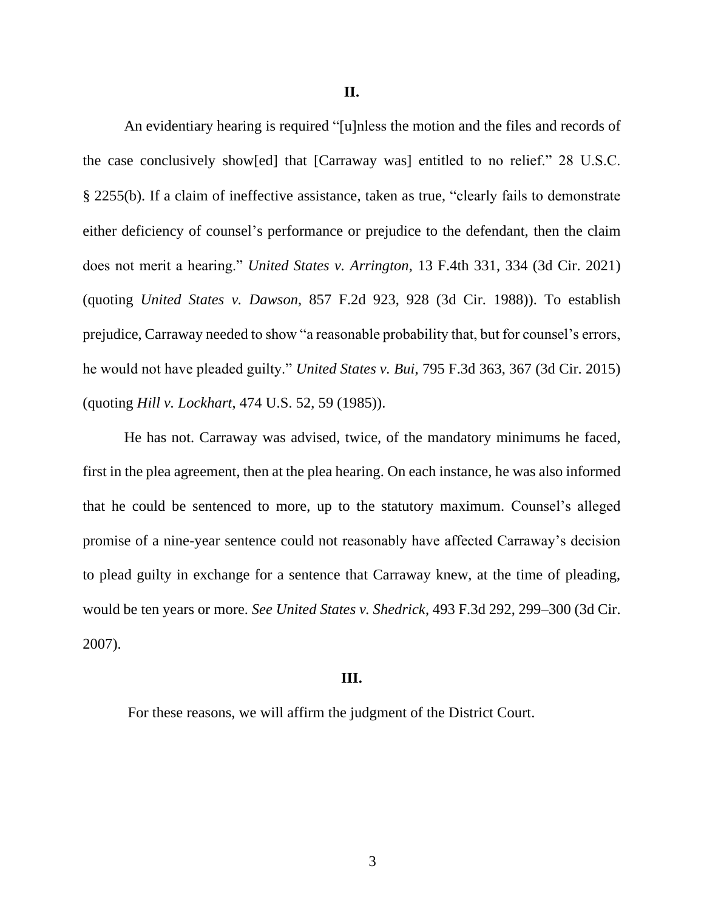## II.

An evidentiary hearing is required "[u]nless the motion and the files and records of the case conclusively show[ed] that [Carraway was] entitled to no relief." 28 U.S.C. § 2255(b). If a claim of ineffective assistance, taken as true, "clearly fails to demonstrate either deficiency of counsel's performance or prejudice to the defendant, then the claim does not merit a hearing." *United States v. Arrington*, 13 F.4th 331, 334 (3d Cir. 2021) (quoting *United States v. Dawson*, 857 F.2d 923, 928 (3d Cir. 1988)). To establish prejudice, Carraway needed to show "a reasonable probability that, but for counsel's errors, he would not have pleaded guilty." *United States v. Bui*, 795 F.3d 363, 367 (3d Cir. 2015) (quoting *Hill v. Lockhart*, 474 U.S. 52, 59 (1985)).

He has not. Carraway was advised, twice, of the mandatory minimums he faced, first in the plea agreement, then at the plea hearing. On each instance, he was also informed that he could be sentenced to more, up to the statutory maximum. Counsel's alleged promise of a nine-year sentence could not reasonably have affected Carraway's decision to plead guilty in exchange for a sentence that Carraway knew, at the time of pleading, would be ten years or more. *See United States v. Shedrick*, 493 F.3d 292, 299–300 (3d Cir. 2007).

## III.

For these reasons, we will affirm the judgment of the District Court.